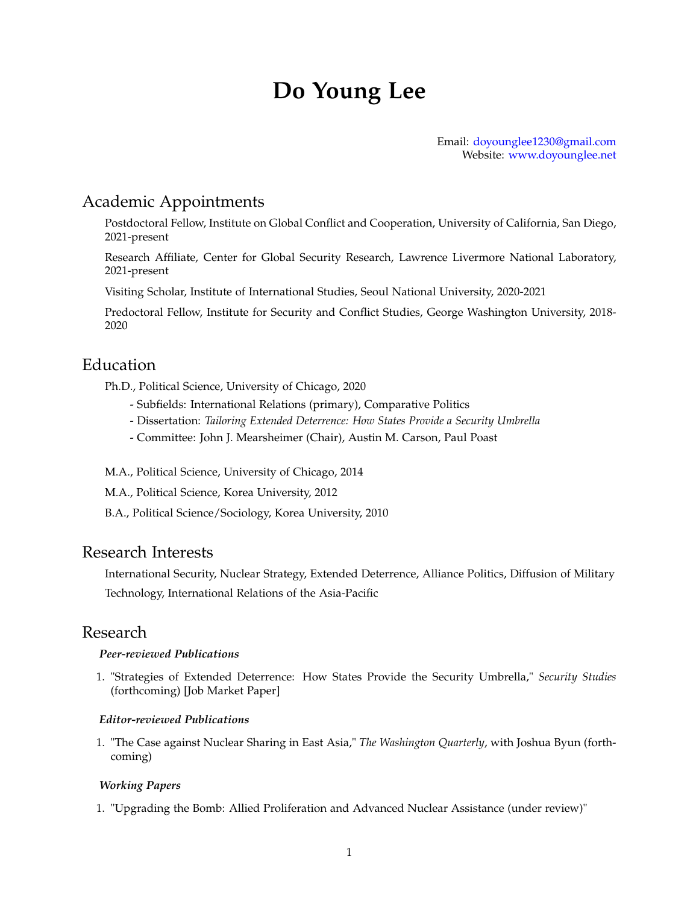# Do Young Lee

Email: doyounglee1230@gmail.com
Website: www.doyounglee.net

## Academic Appointments

Postdoctoral Fellow, Institute on Global Conflict and Cooperation, University of California, San Diego, 2021-present

Research Affiliate, Center for Global Security Research, Lawrence Livermore National Laboratory, 2021-present

Visiting Scholar, Institute of International Studies, Seoul National University, 2020-2021

Predoctoral Fellow, Institute for Security and Conflict Studies, George Washington University, 2018-2020

## Education

Ph.D., Political Science, University of Chicago, 2020

- Subfields: International Relations (primary), Comparative Politics
- Dissertation: *Tailoring Extended Deterrence: How States Provide a Security Umbrella*
- Committee: John J. Mearsheimer (Chair), Austin M. Carson, Paul Poast

M.A., Political Science, University of Chicago, 2014

M.A., Political Science, Korea University, 2012

B.A., Political Science/Sociology, Korea University, 2010

## Research Interests

International Security, Nuclear Strategy, Extended Deterrence, Alliance Politics, Diffusion of Military Technology, International Relations of the Asia-Pacific

## Research

### *Peer-reviewed Publications*

1. "Strategies of Extended Deterrence: How States Provide the Security Umbrella," *Security Studies* (forthcoming) [Job Market Paper]

### *Editor-reviewed Publications*

1. "The Case against Nuclear Sharing in East Asia," *The Washington Quarterly*, with Joshua Byun (forthcoming)

### *Working Papers*

1. "Upgrading the Bomb: Allied Proliferation and Advanced Nuclear Assistance (under review)"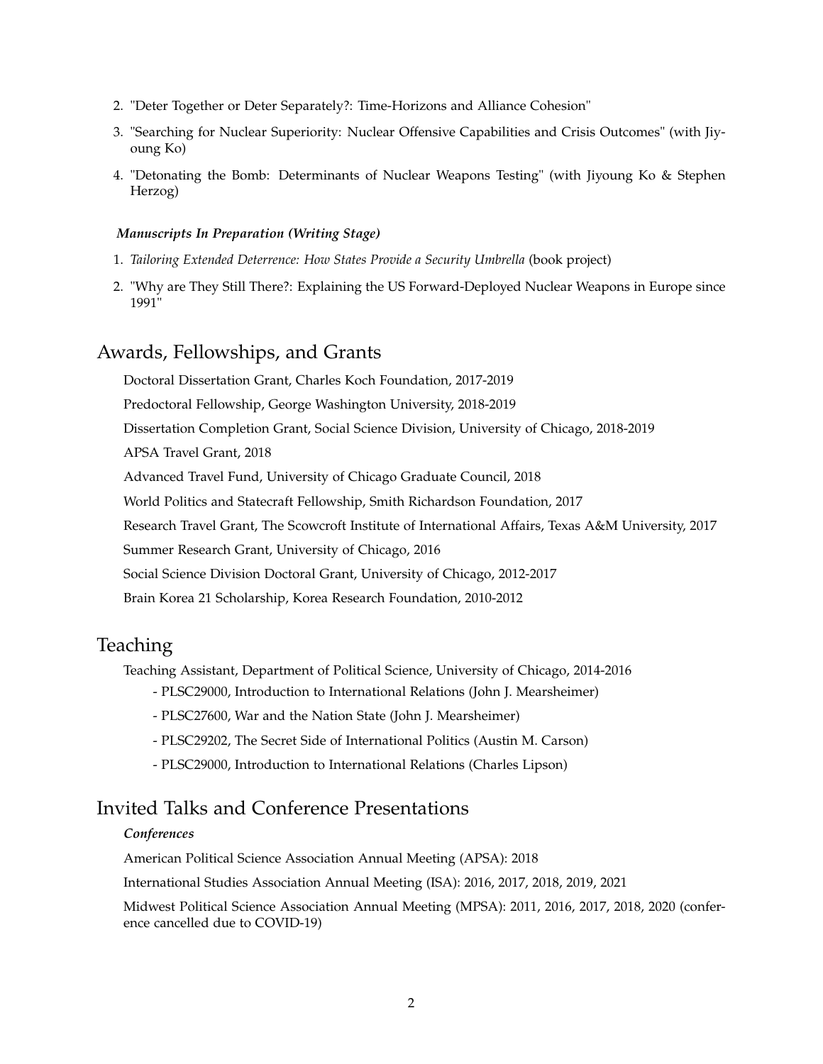2. "Deter Together or Deter Separately?: Time-Horizons and Alliance Cohesion"
3. "Searching for Nuclear Superiority: Nuclear Offensive Capabilities and Crisis Outcomes" (with Jiyoung Ko)
4. "Detonating the Bomb: Determinants of Nuclear Weapons Testing" (with Jiyoung Ko & Stephen Herzog)

***Manuscripts In Preparation (Writing Stage)***

1. *Tailoring Extended Deterrence: How States Provide a Security Umbrella* (book project)
2. "Why are They Still There?: Explaining the US Forward-Deployed Nuclear Weapons in Europe since 1991"

## Awards, Fellowships, and Grants

Doctoral Dissertation Grant, Charles Koch Foundation, 2017-2019

Predoctoral Fellowship, George Washington University, 2018-2019

Dissertation Completion Grant, Social Science Division, University of Chicago, 2018-2019

APSA Travel Grant, 2018

Advanced Travel Fund, University of Chicago Graduate Council, 2018

World Politics and Statecraft Fellowship, Smith Richardson Foundation, 2017

Research Travel Grant, The Scowcroft Institute of International Affairs, Texas A&M University, 2017

Summer Research Grant, University of Chicago, 2016

Social Science Division Doctoral Grant, University of Chicago, 2012-2017

Brain Korea 21 Scholarship, Korea Research Foundation, 2010-2012

## Teaching

Teaching Assistant, Department of Political Science, University of Chicago, 2014-2016

- PLSC29000, Introduction to International Relations (John J. Mearsheimer)
- PLSC27600, War and the Nation State (John J. Mearsheimer)
- PLSC29202, The Secret Side of International Politics (Austin M. Carson)
- PLSC29000, Introduction to International Relations (Charles Lipson)

## Invited Talks and Conference Presentations

***Conferences***

American Political Science Association Annual Meeting (APSA): 2018

International Studies Association Annual Meeting (ISA): 2016, 2017, 2018, 2019, 2021

Midwest Political Science Association Annual Meeting (MPSA): 2011, 2016, 2017, 2018, 2020 (conference cancelled due to COVID-19)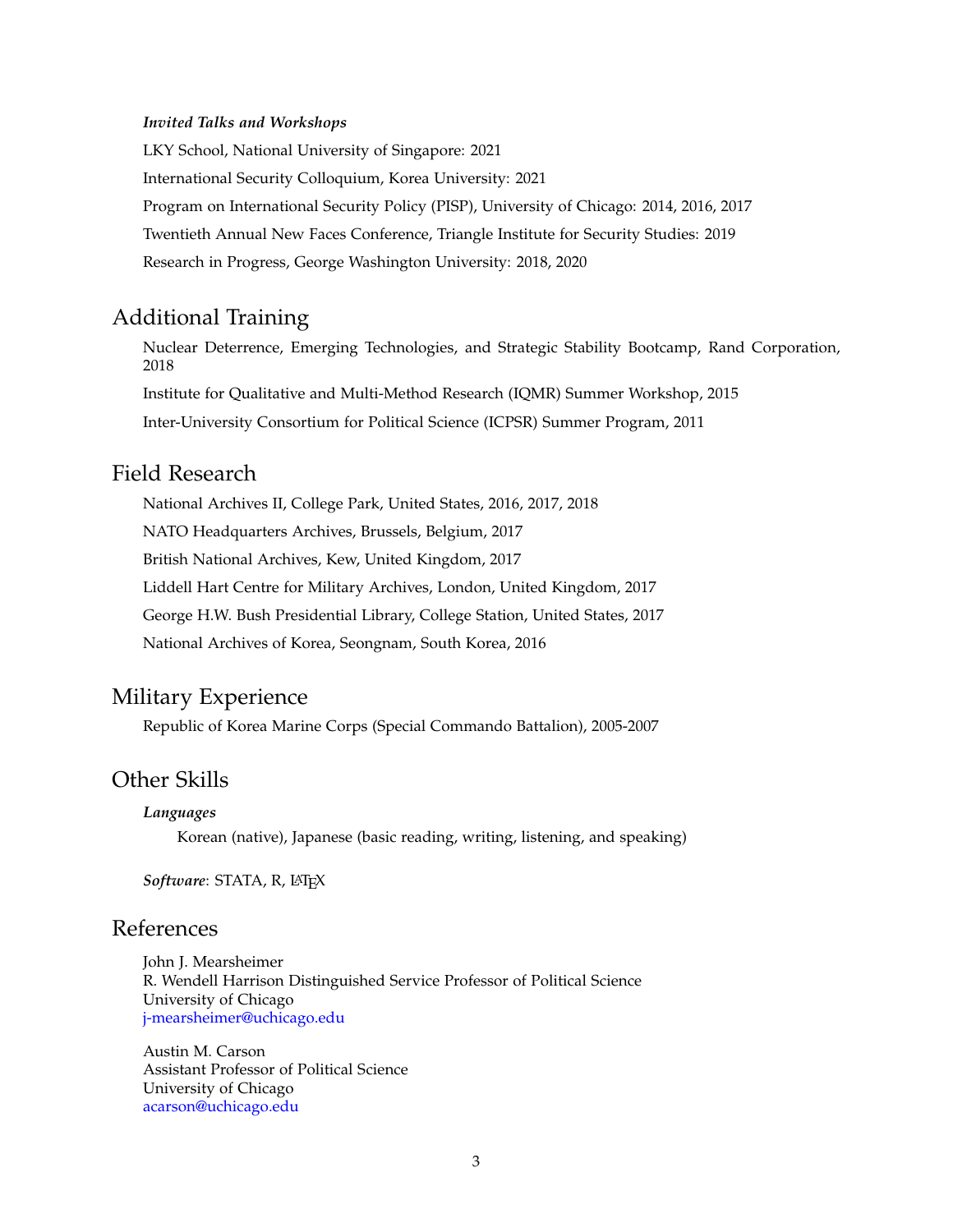***Invited Talks and Workshops***

LKY School, National University of Singapore: 2021

International Security Colloquium, Korea University: 2021

Program on International Security Policy (PISP), University of Chicago: 2014, 2016, 2017

Twentieth Annual New Faces Conference, Triangle Institute for Security Studies: 2019

Research in Progress, George Washington University: 2018, 2020

## Additional Training

Nuclear Deterrence, Emerging Technologies, and Strategic Stability Bootcamp, Rand Corporation, 2018

Institute for Qualitative and Multi-Method Research (IQMR) Summer Workshop, 2015

Inter-University Consortium for Political Science (ICPSR) Summer Program, 2011

## Field Research

National Archives II, College Park, United States, 2016, 2017, 2018

NATO Headquarters Archives, Brussels, Belgium, 2017

British National Archives, Kew, United Kingdom, 2017

Liddell Hart Centre for Military Archives, London, United Kingdom, 2017

George H.W. Bush Presidential Library, College Station, United States, 2017

National Archives of Korea, Seongnam, South Korea, 2016

## Military Experience

Republic of Korea Marine Corps (Special Commando Battalion), 2005-2007

## Other Skills

***Languages***

Korean (native), Japanese (basic reading, writing, listening, and speaking)

***Software***: STATA, R, LaTeX

## References

John J. Mearsheimer
R. Wendell Harrison Distinguished Service Professor of Political Science
University of Chicago
j-mearsheimer@uchicago.edu

Austin M. Carson
Assistant Professor of Political Science
University of Chicago
acarson@uchicago.edu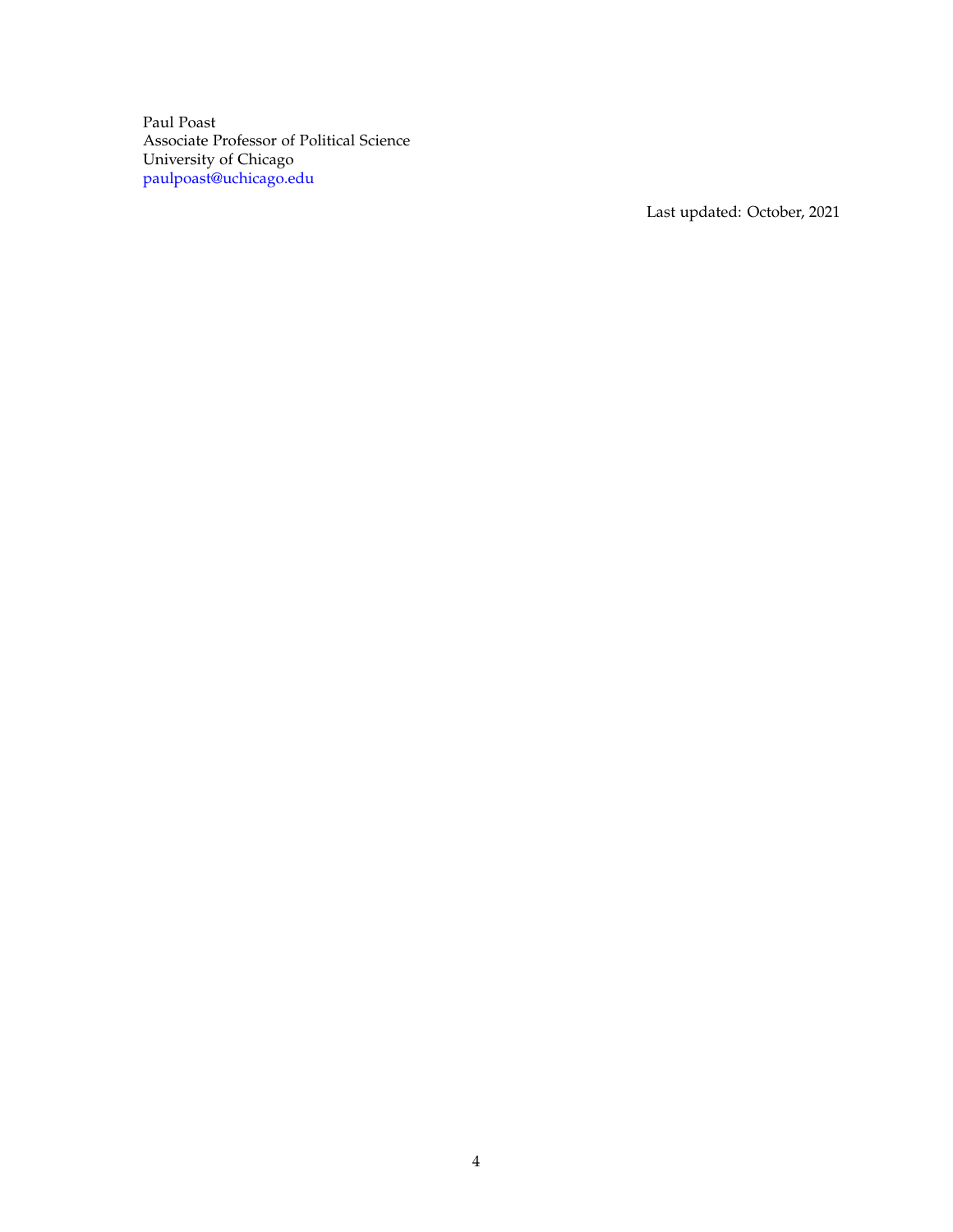Paul Poast
Associate Professor of Political Science
University of Chicago
paulpoast@uchicago.edu

Last updated: October, 2021